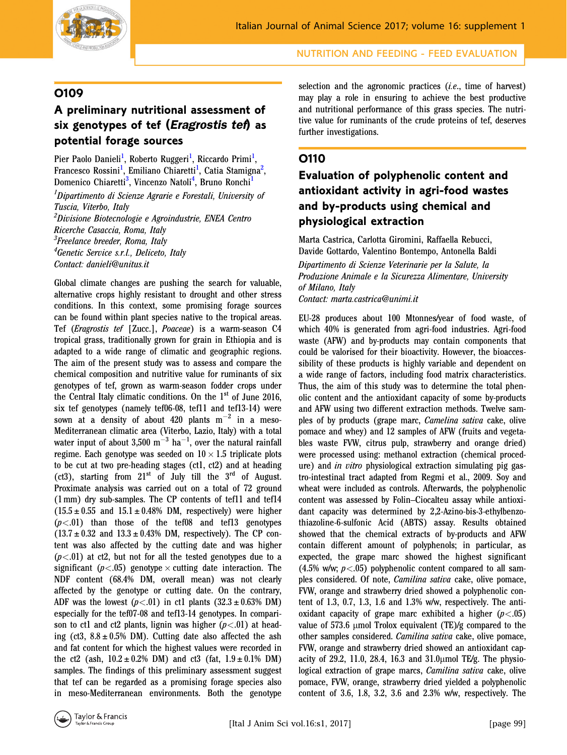## NUTRITION AND FEEDING - FEED EVALUATION

## O109

### A preliminary nutritional assessment of six genotypes of tef (*Eragrostis tef*) as potential forage sources

Pier Paolo Danieli[1], Roberto Ruggeri[1], Riccardo Primi[1], Francesco Rossini[1], Emiliano Chiaretti[1], Catia Stamigna[2], Domenico Chiaretti[3], Vincenzo Natoli[4], Bruno Ronchi[1]

[1]*Dipartimento di Scienze Agrarie e Forestali, University of Tuscia, Viterbo, Italy*

[2]*Divisione Biotecnologie e Agroindustrie, ENEA Centro Ricerche Casaccia, Roma, Italy*

[3]*Freelance breeder, Roma, Italy*

[4]*Genetic Service s.r.l., Deliceto, Italy*

*Contact: danieli@unitus.it*

Global climate changes are pushing the search for valuable, alternative crops highly resistant to drought and other stress conditions. In this context, some promising forage sources can be found within plant species native to the tropical areas. Tef (*Eragrostis tef* [Zucc.], *Poaceae*) is a warm-season C4 tropical grass, traditionally grown for grain in Ethiopia and is adapted to a wide range of climatic and geographic regions. The aim of the present study was to assess and compare the chemical composition and nutritive value for ruminants of six genotypes of tef, grown as warm-season fodder crops under the Central Italy climatic conditions. On the 1$^{st}$ of June 2016, six tef genotypes (namely tef06-08, tef11 and tef13-14) were sown at a density of about 420 plants $m^{-2}$ in a meso-Mediterranean climatic area (Viterbo, Lazio, Italy) with a total water input of about 3,500 $m^{-3}$ $ha^{-1}$, over the natural rainfall regime. Each genotype was seeded on $10 \times 1.5$ triplicate plots to be cut at two pre-heading stages (ct1, ct2) and at heading (ct3), starting from 21$^{st}$ of July till the 3$^{rd}$ of August. Proximate analysis was carried out on a total of 72 ground (1 mm) dry sub-samples. The CP contents of tef11 and tef14 ($15.5 \pm 0.55$ and $15.1 \pm 0.48$% DM, respectively) were higher ($p<.01$) than those of the tef08 and tef13 genotypes ($13.7 \pm 0.32$ and $13.3 \pm 0.43$% DM, respectively). The CP content was also affected by the cutting date and was higher ($p<.01$) at ct2, but not for all the tested genotypes due to a significant ($p<.05$) genotype × cutting date interaction. The NDF content (68.4% DM, overall mean) was not clearly affected by the genotype or cutting date. On the contrary, ADF was the lowest ($p<.01$) in ct1 plants ($32.3 \pm 0.63$% DM) especially for the tef07-08 and tef13-14 genotypes. In comparison to ct1 and ct2 plants, lignin was higher ($p<.01$) at heading (ct3, $8.8 \pm 0.5$% DM). Cutting date also affected the ash and fat content for which the highest values were recorded in the ct2 (ash, $10.2 \pm 0.2$% DM) and ct3 (fat, $1.9 \pm 0.1$% DM) samples. The findings of this preliminary assessment suggest that tef can be regarded as a promising forage species also in meso-Mediterranean environments. Both the genotype selection and the agronomic practices (*i.e.*, time of harvest) may play a role in ensuring to achieve the best productive and nutritional performance of this grass species. The nutritive value for ruminants of the crude proteins of tef, deserves further investigations.

## O110

### Evaluation of polyphenolic content and antioxidant activity in agri-food wastes and by-products using chemical and physiological extraction

Marta Castrica, Carlotta Giromini, Raffaella Rebucci, Davide Gottardo, Valentino Bontempo, Antonella Baldi

*Dipartimento di Scienze Veterinarie per la Salute, la Produzione Animale e la Sicurezza Alimentare, University of Milano, Italy*

*Contact: marta.castrica@unimi.it*

EU-28 produces about 100 Mtonnes/year of food waste, of which 40% is generated from agri-food industries. Agri-food waste (AFW) and by-products may contain components that could be valorised for their bioactivity. However, the bioaccessibility of these products is highly variable and dependent on a wide range of factors, including food matrix characteristics. Thus, the aim of this study was to determine the total phenolic content and the antioxidant capacity of some by-products and AFW using two different extraction methods. Twelve samples of by products (grape marc, *Camelina sativa* cake, olive pomace and whey) and 12 samples of AFW (fruits and vegetables waste FVW, citrus pulp, strawberry and orange dried) were processed using: methanol extraction (chemical procedure) and *in vitro* physiological extraction simulating pig gastro-intestinal tract adapted from Regmi et al., 2009. Soy and wheat were included as controls. Afterwards, the polyphenolic content was assessed by Folin–Ciocalteu assay while antioxidant capacity was determined by 2,2-Azino-bis-3-ethylbenzothiazoline-6-sulfonic Acid (ABTS) assay. Results obtained showed that the chemical extracts of by-products and AFW contain different amount of polyphenols; in particular, as expected, the grape marc showed the highest significant (4.5% w/w; $p<.05$) polyphenolic content compared to all samples considered. Of note, *Camilina sativa* cake, olive pomace, FVW, orange and strawberry dried showed a polyphenolic content of 1.3, 0.7, 1.3, 1.6 and 1.3% w/w, respectively. The antioxidant capacity of grape marc exhibited a higher ($p<.05$) value of 573.6 μmol Trolox equivalent (TE)/g compared to the other samples considered. *Camilina sativa* cake, olive pomace, FVW, orange and strawberry dried showed an antioxidant capacity of 29.2, 11.0, 28.4, 16.3 and 31.0μmol TE/g. The physiological extraction of grape marcs, *Camilina sativa* cake, olive pomace, FVW, orange, strawberry dried yielded a polyphenolic content of 3.6, 1.8, 3.2, 3.6 and 2.3% w/w, respectively. The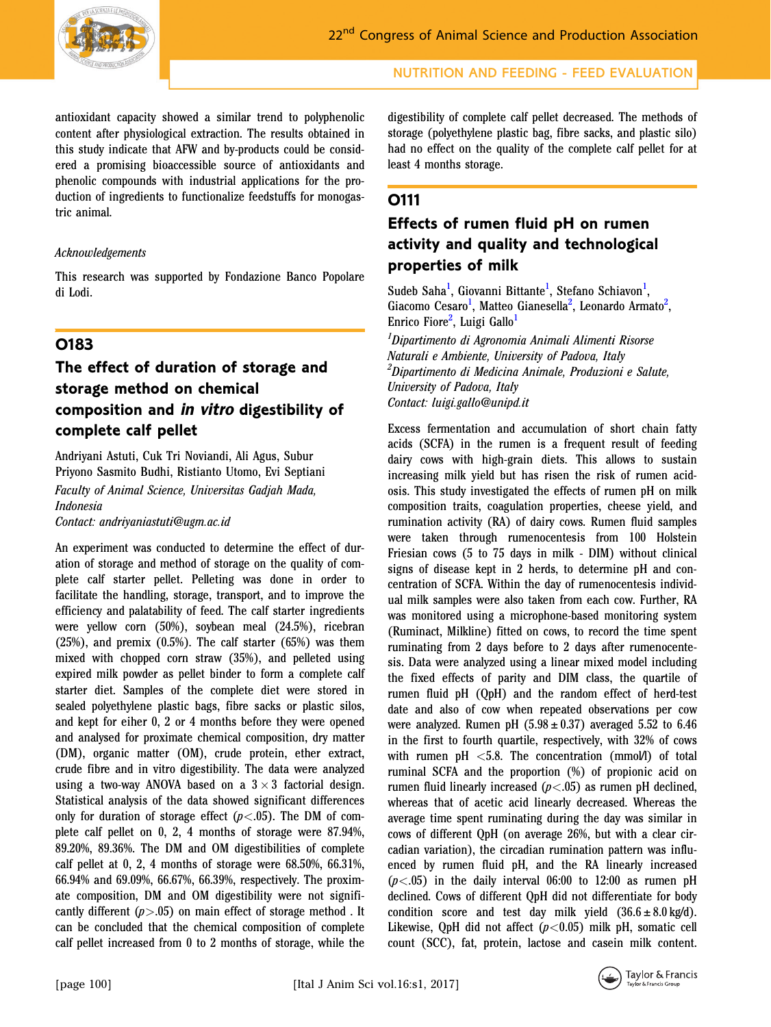antioxidant capacity showed a similar trend to polyphenolic content after physiological extraction. The results obtained in this study indicate that AFW and by-products could be considered a promising bioaccessible source of antioxidants and phenolic compounds with industrial applications for the production of ingredients to functionalize feedstuffs for monogastric animal.

*Acknowledgements*

This research was supported by Fondazione Banco Popolare di Lodi.

## O183

## The effect of duration of storage and storage method on chemical composition and *in vitro* digestibility of complete calf pellet

Andriyani Astuti, Cuk Tri Noviandi, Ali Agus, Subur Priyono Sasmito Budhi, Ristianto Utomo, Evi Septiani

*Faculty of Animal Science, Universitas Gadjah Mada, Indonesia*

*Contact: andriyaniastuti@ugm.ac.id*

An experiment was conducted to determine the effect of duration of storage and method of storage on the quality of complete calf starter pellet. Pelleting was done in order to facilitate the handling, storage, transport, and to improve the efficiency and palatability of feed. The calf starter ingredients were yellow corn (50%), soybean meal (24.5%), ricebran (25%), and premix (0.5%). The calf starter (65%) was them mixed with chopped corn straw (35%), and pelleted using expired milk powder as pellet binder to form a complete calf starter diet. Samples of the complete diet were stored in sealed polyethylene plastic bags, fibre sacks or plastic silos, and kept for eiher 0, 2 or 4 months before they were opened and analysed for proximate chemical composition, dry matter (DM), organic matter (OM), crude protein, ether extract, crude fibre and in vitro digestibility. The data were analyzed using a two-way ANOVA based on a $3 \times 3$ factorial design. Statistical analysis of the data showed significant differences only for duration of storage effect ($p<.05$). The DM of complete calf pellet on 0, 2, 4 months of storage were 87.94%, 89.20%, 89.36%. The DM and OM digestibilities of complete calf pellet at 0, 2, 4 months of storage were 68.50%, 66.31%, 66.94% and 69.09%, 66.67%, 66.39%, respectively. The proximate composition, DM and OM digestibility were not significantly different ($p>.05$) on main effect of storage method . It can be concluded that the chemical composition of complete calf pellet increased from 0 to 2 months of storage, while the digestibility of complete calf pellet decreased. The methods of storage (polyethylene plastic bag, fibre sacks, and plastic silo) had no effect on the quality of the complete calf pellet for at least 4 months storage.

## O111

## Effects of rumen fluid pH on rumen activity and quality and technological properties of milk

Sudeb Saha[1], Giovanni Bittante[1], Stefano Schiavon[1], Giacomo Cesaro[1], Matteo Gianesella[2], Leonardo Armato[2], Enrico Fiore[2], Luigi Gallo[1]

[1]*Dipartimento di Agronomia Animali Alimenti Risorse Naturali e Ambiente, University of Padova, Italy*

[2]*Dipartimento di Medicina Animale, Produzioni e Salute, University of Padova, Italy*

*Contact: luigi.gallo@unipd.it*

Excess fermentation and accumulation of short chain fatty acids (SCFA) in the rumen is a frequent result of feeding dairy cows with high-grain diets. This allows to sustain increasing milk yield but has risen the risk of rumen acidosis. This study investigated the effects of rumen pH on milk composition traits, coagulation properties, cheese yield, and rumination activity (RA) of dairy cows. Rumen fluid samples were taken through rumenocentesis from 100 Holstein Friesian cows (5 to 75 days in milk - DIM) without clinical signs of disease kept in 2 herds, to determine pH and concentration of SCFA. Within the day of rumenocentesis individual milk samples were also taken from each cow. Further, RA was monitored using a microphone-based monitoring system (Ruminact, Milkline) fitted on cows, to record the time spent ruminating from 2 days before to 2 days after rumenocentesis. Data were analyzed using a linear mixed model including the fixed effects of parity and DIM class, the quartile of rumen fluid pH (QpH) and the random effect of herd-test date and also of cow when repeated observations per cow were analyzed. Rumen pH ($5.98 \pm 0.37$) averaged 5.52 to 6.46 in the first to fourth quartile, respectively, with 32% of cows with rumen pH $<5.8$. The concentration (mmol/l) of total ruminal SCFA and the proportion (%) of propionic acid on rumen fluid linearly increased ($p<.05$) as rumen pH declined, whereas that of acetic acid linearly decreased. Whereas the average time spent ruminating during the day was similar in cows of different QpH (on average 26%, but with a clear circadian variation), the circadian rumination pattern was influenced by rumen fluid pH, and the RA linearly increased ($p<.05$) in the daily interval 06:00 to 12:00 as rumen pH declined. Cows of different QpH did not differentiate for body condition score and test day milk yield ($36.6 \pm 8.0$ kg/d). Likewise, QpH did not affect ($p<0.05$) milk pH, somatic cell count (SCC), fat, protein, lactose and casein milk content.